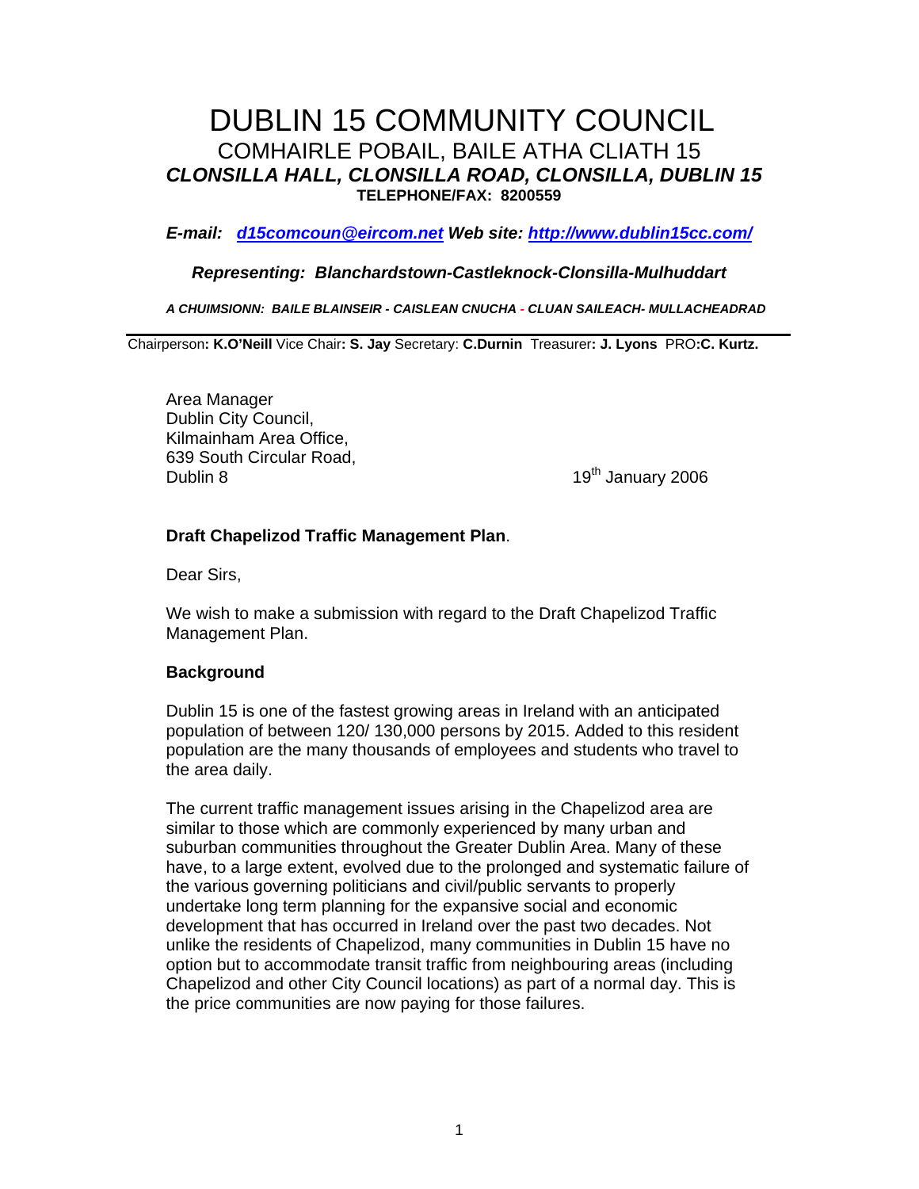# DUBLIN 15 COMMUNITY COUNCIL

## COMHAIRLE POBAIL, BAILE ATHA CLIATH 15

***CLONSILLA HALL, CLONSILLA ROAD, CLONSILLA, DUBLIN 15***

**TELEPHONE/FAX: 8200559**

***E-mail: [d15comcoun@eircom.net](mailto:d15comcoun@eircom.net) Web site: [http://www.dublin15cc.com/](http://www.dublin15cc.com/)***

***Representing: Blanchardstown-Castleknock-Clonsilla-Mulhuddart***

***A CHUIMSIONN: BAILE BLAINSEIR - CAISLEAN CNUCHA - CLUAN SAILEACH- MULLACHEADRAD***

---

Chairperson**: K.O'Neill** Vice Chair**: S. Jay** Secretary: **C.Durnin** Treasurer**: J. Lyons** PRO**:C. Kurtz.**

Area Manager
Dublin City Council,
Kilmainham Area Office,
639 South Circular Road,
Dublin 8

19th January 2006

**Draft Chapelizod Traffic Management Plan**.

Dear Sirs,

We wish to make a submission with regard to the Draft Chapelizod Traffic Management Plan.

**Background**

Dublin 15 is one of the fastest growing areas in Ireland with an anticipated population of between 120/ 130,000 persons by 2015. Added to this resident population are the many thousands of employees and students who travel to the area daily.

The current traffic management issues arising in the Chapelizod area are similar to those which are commonly experienced by many urban and suburban communities throughout the Greater Dublin Area. Many of these have, to a large extent, evolved due to the prolonged and systematic failure of the various governing politicians and civil/public servants to properly undertake long term planning for the expansive social and economic development that has occurred in Ireland over the past two decades. Not unlike the residents of Chapelizod, many communities in Dublin 15 have no option but to accommodate transit traffic from neighbouring areas (including Chapelizod and other City Council locations) as part of a normal day. This is the price communities are now paying for those failures.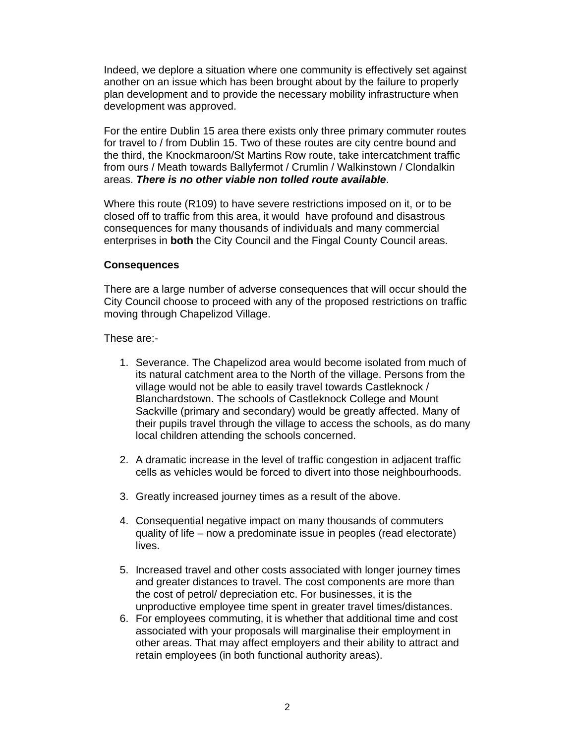Indeed, we deplore a situation where one community is effectively set against another on an issue which has been brought about by the failure to properly plan development and to provide the necessary mobility infrastructure when development was approved.

For the entire Dublin 15 area there exists only three primary commuter routes for travel to / from Dublin 15. Two of these routes are city centre bound and the third, the Knockmaroon/St Martins Row route, take intercatchment traffic from ours / Meath towards Ballyfermot / Crumlin / Walkinstown / Clondalkin areas. ***There is no other viable non tolled route available***.

Where this route (R109) to have severe restrictions imposed on it, or to be closed off to traffic from this area, it would have profound and disastrous consequences for many thousands of individuals and many commercial enterprises in **both** the City Council and the Fingal County Council areas.

**Consequences**

There are a large number of adverse consequences that will occur should the City Council choose to proceed with any of the proposed restrictions on traffic moving through Chapelizod Village.

These are:-

1. Severance. The Chapelizod area would become isolated from much of its natural catchment area to the North of the village. Persons from the village would not be able to easily travel towards Castleknock / Blanchardstown. The schools of Castleknock College and Mount Sackville (primary and secondary) would be greatly affected. Many of their pupils travel through the village to access the schools, as do many local children attending the schools concerned.

2. A dramatic increase in the level of traffic congestion in adjacent traffic cells as vehicles would be forced to divert into those neighbourhoods.

3. Greatly increased journey times as a result of the above.

4. Consequential negative impact on many thousands of commuters quality of life – now a predominate issue in peoples (read electorate) lives.

5. Increased travel and other costs associated with longer journey times and greater distances to travel. The cost components are more than the cost of petrol/ depreciation etc. For businesses, it is the unproductive employee time spent in greater travel times/distances.
6. For employees commuting, it is whether that additional time and cost associated with your proposals will marginalise their employment in other areas. That may affect employers and their ability to attract and retain employees (in both functional authority areas).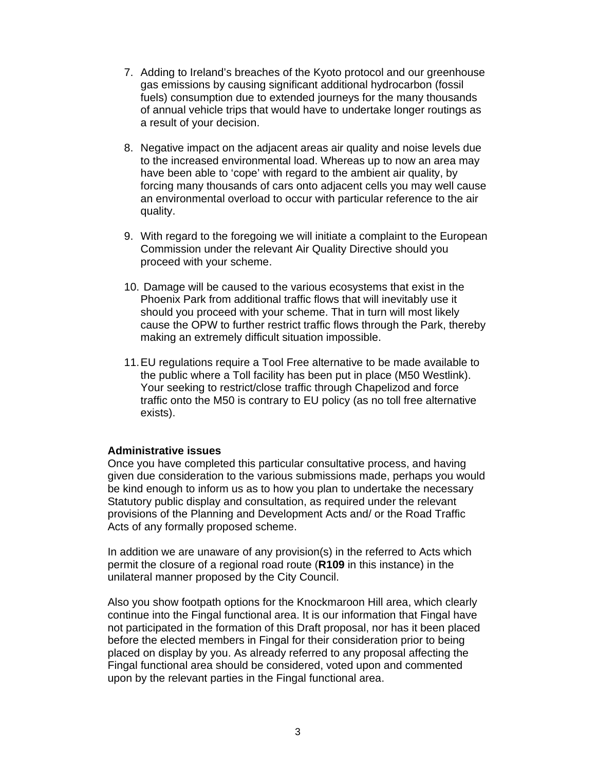7. Adding to Ireland's breaches of the Kyoto protocol and our greenhouse gas emissions by causing significant additional hydrocarbon (fossil fuels) consumption due to extended journeys for the many thousands of annual vehicle trips that would have to undertake longer routings as a result of your decision.

8. Negative impact on the adjacent areas air quality and noise levels due to the increased environmental load. Whereas up to now an area may have been able to 'cope' with regard to the ambient air quality, by forcing many thousands of cars onto adjacent cells you may well cause an environmental overload to occur with particular reference to the air quality.

9. With regard to the foregoing we will initiate a complaint to the European Commission under the relevant Air Quality Directive should you proceed with your scheme.

10. Damage will be caused to the various ecosystems that exist in the Phoenix Park from additional traffic flows that will inevitably use it should you proceed with your scheme. That in turn will most likely cause the OPW to further restrict traffic flows through the Park, thereby making an extremely difficult situation impossible.

11. EU regulations require a Tool Free alternative to be made available to the public where a Toll facility has been put in place (M50 Westlink). Your seeking to restrict/close traffic through Chapelizod and force traffic onto the M50 is contrary to EU policy (as no toll free alternative exists).

**Administrative issues**

Once you have completed this particular consultative process, and having given due consideration to the various submissions made, perhaps you would be kind enough to inform us as to how you plan to undertake the necessary Statutory public display and consultation, as required under the relevant provisions of the Planning and Development Acts and/ or the Road Traffic Acts of any formally proposed scheme.

In addition we are unaware of any provision(s) in the referred to Acts which permit the closure of a regional road route (**R109** in this instance) in the unilateral manner proposed by the City Council.

Also you show footpath options for the Knockmaroon Hill area, which clearly continue into the Fingal functional area. It is our information that Fingal have not participated in the formation of this Draft proposal, nor has it been placed before the elected members in Fingal for their consideration prior to being placed on display by you. As already referred to any proposal affecting the Fingal functional area should be considered, voted upon and commented upon by the relevant parties in the Fingal functional area.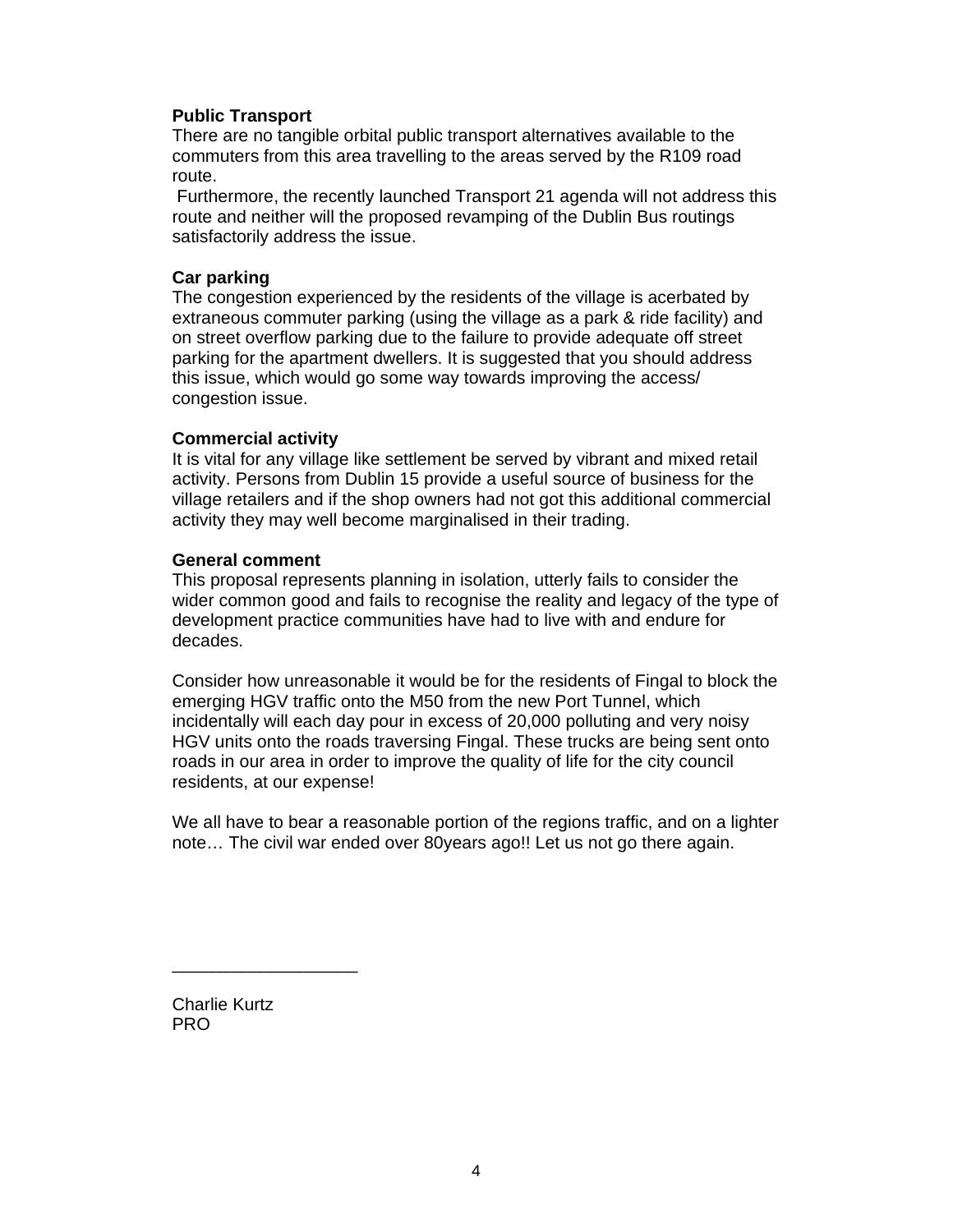**Public Transport**
There are no tangible orbital public transport alternatives available to the commuters from this area travelling to the areas served by the R109 road route.
Furthermore, the recently launched Transport 21 agenda will not address this route and neither will the proposed revamping of the Dublin Bus routings satisfactorily address the issue.

**Car parking**
The congestion experienced by the residents of the village is acerbated by extraneous commuter parking (using the village as a park & ride facility) and on street overflow parking due to the failure to provide adequate off street parking for the apartment dwellers. It is suggested that you should address this issue, which would go some way towards improving the access/ congestion issue.

**Commercial activity**
It is vital for any village like settlement be served by vibrant and mixed retail activity. Persons from Dublin 15 provide a useful source of business for the village retailers and if the shop owners had not got this additional commercial activity they may well become marginalised in their trading.

**General comment**
This proposal represents planning in isolation, utterly fails to consider the wider common good and fails to recognise the reality and legacy of the type of development practice communities have had to live with and endure for decades.

Consider how unreasonable it would be for the residents of Fingal to block the emerging HGV traffic onto the M50 from the new Port Tunnel, which incidentally will each day pour in excess of 20,000 polluting and very noisy HGV units onto the roads traversing Fingal. These trucks are being sent onto roads in our area in order to improve the quality of life for the city council residents, at our expense!

We all have to bear a reasonable portion of the regions traffic, and on a lighter note… The civil war ended over 80years ago!! Let us not go there again.

___________________

Charlie Kurtz
PRO